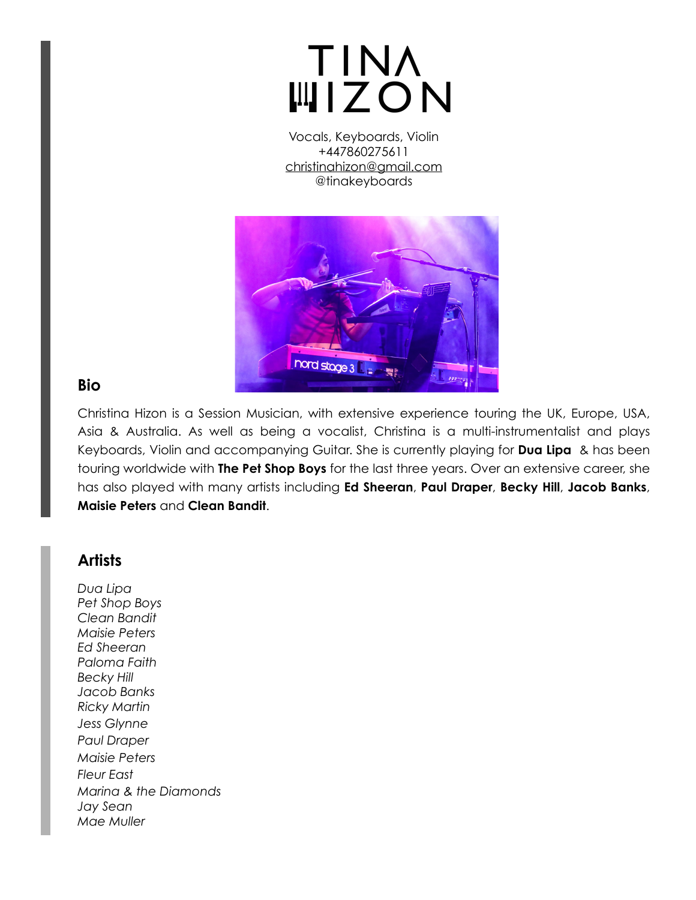# TINA HIZON

Vocals, Keyboards, Violin
+447860275611
christinahizon@gmail.com
@tinakeyboards

## Bio

Christina Hizon is a Session Musician, with extensive experience touring the UK, Europe, USA, Asia & Australia. As well as being a vocalist, Christina is a multi-instrumentalist and plays Keyboards, Violin and accompanying Guitar. She is currently playing for **Dua Lipa** & has been touring worldwide with **The Pet Shop Boys** for the last three years. Over an extensive career, she has also played with many artists including **Ed Sheeran**, **Paul Draper**, **Becky Hill**, **Jacob Banks**, **Maisie Peters** and **Clean Bandit**.

## Artists

*Dua Lipa*
*Pet Shop Boys*
*Clean Bandit*
*Maisie Peters*
*Ed Sheeran*
*Paloma Faith*
*Becky Hill*
*Jacob Banks*
*Ricky Martin*
*Jess Glynne*
*Paul Draper*
*Maisie Peters*
*Fleur East*
*Marina & the Diamonds*
*Jay Sean*
*Mae Muller*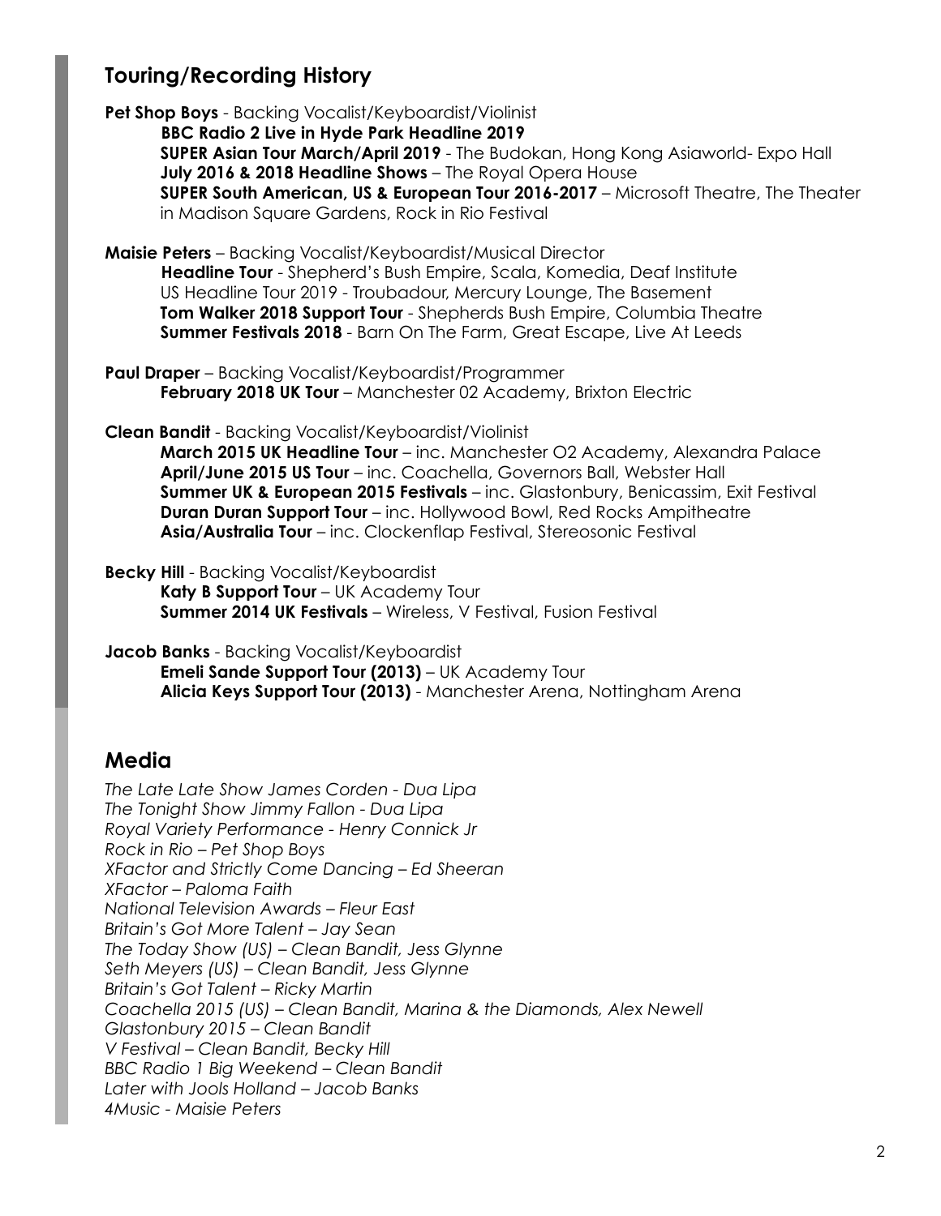## Touring/Recording History

**Pet Shop Boys** - Backing Vocalist/Keyboardist/Violinist

- **BBC Radio 2 Live in Hyde Park Headline 2019**
- **SUPER Asian Tour March/April 2019** - The Budokan, Hong Kong Asiaworld- Expo Hall
- **July 2016 & 2018 Headline Shows** – The Royal Opera House
- **SUPER South American, US & European Tour 2016-2017** – Microsoft Theatre, The Theater in Madison Square Gardens, Rock in Rio Festival

**Maisie Peters** – Backing Vocalist/Keyboardist/Musical Director

- **Headline Tour** - Shepherd's Bush Empire, Scala, Komedia, Deaf Institute
- US Headline Tour 2019 - Troubadour, Mercury Lounge, The Basement
- **Tom Walker 2018 Support Tour** - Shepherds Bush Empire, Columbia Theatre
- **Summer Festivals 2018** - Barn On The Farm, Great Escape, Live At Leeds

**Paul Draper** – Backing Vocalist/Keyboardist/Programmer

- **February 2018 UK Tour** – Manchester 02 Academy, Brixton Electric

**Clean Bandit** - Backing Vocalist/Keyboardist/Violinist

- **March 2015 UK Headline Tour** – inc. Manchester O2 Academy, Alexandra Palace
- **April/June 2015 US Tour** – inc. Coachella, Governors Ball, Webster Hall
- **Summer UK & European 2015 Festivals** – inc. Glastonbury, Benicassim, Exit Festival
- **Duran Duran Support Tour** – inc. Hollywood Bowl, Red Rocks Ampitheatre
- **Asia/Australia Tour** – inc. Clockenflap Festival, Stereosonic Festival

**Becky Hill** - Backing Vocalist/Keyboardist

- **Katy B Support Tour** – UK Academy Tour
- **Summer 2014 UK Festivals** – Wireless, V Festival, Fusion Festival

**Jacob Banks** - Backing Vocalist/Keyboardist

- **Emeli Sande Support Tour (2013)** – UK Academy Tour
- **Alicia Keys Support Tour (2013)** - Manchester Arena, Nottingham Arena

## Media

*The Late Late Show James Corden - Dua Lipa*
*The Tonight Show Jimmy Fallon - Dua Lipa*
*Royal Variety Performance - Henry Connick Jr*
*Rock in Rio – Pet Shop Boys*
*XFactor and Strictly Come Dancing – Ed Sheeran*
*XFactor – Paloma Faith*
*National Television Awards – Fleur East*
*Britain's Got More Talent – Jay Sean*
*The Today Show (US) – Clean Bandit, Jess Glynne*
*Seth Meyers (US) – Clean Bandit, Jess Glynne*
*Britain's Got Talent – Ricky Martin*
*Coachella 2015 (US) – Clean Bandit, Marina & the Diamonds, Alex Newell*
*Glastonbury 2015 – Clean Bandit*
*V Festival – Clean Bandit, Becky Hill*
*BBC Radio 1 Big Weekend – Clean Bandit*
*Later with Jools Holland – Jacob Banks*
*4Music - Maisie Peters*